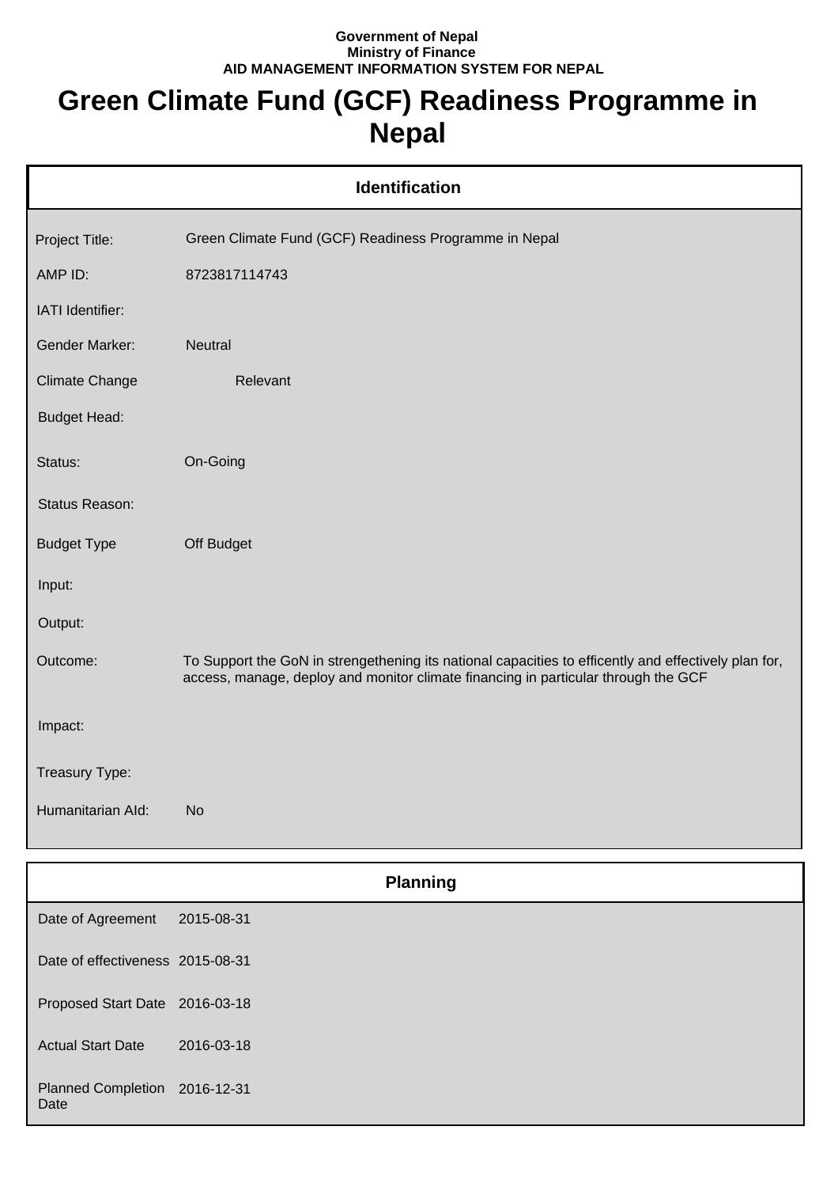**Government of Nepal**
**Ministry of Finance**
**AID MANAGEMENT INFORMATION SYSTEM FOR NEPAL**

# Green Climate Fund (GCF) Readiness Programme in Nepal

## Identification

| | |
|---|---|
| Project Title: | Green Climate Fund (GCF) Readiness Programme in Nepal |
| AMP ID: | 8723817114743 |
| IATI Identifier: | |
| Gender Marker: | Neutral |
| Climate Change | Relevant |
| Budget Head: | |
| Status: | On-Going |
| Status Reason: | |
| Budget Type | Off Budget |
| Input: | |
| Output: | |
| Outcome: | To Support the GoN in strengethening its national capacities to efficently and effectively plan for, access, manage, deploy and monitor climate financing in particular through the GCF |
| Impact: | |
| Treasury Type: | |
| Humanitarian AId: | No |

## Planning

| | |
|---|---|
| Date of Agreement | 2015-08-31 |
| Date of effectiveness | 2015-08-31 |
| Proposed Start Date | 2016-03-18 |
| Actual Start Date | 2016-03-18 |
| Planned Completion Date | 2016-12-31 |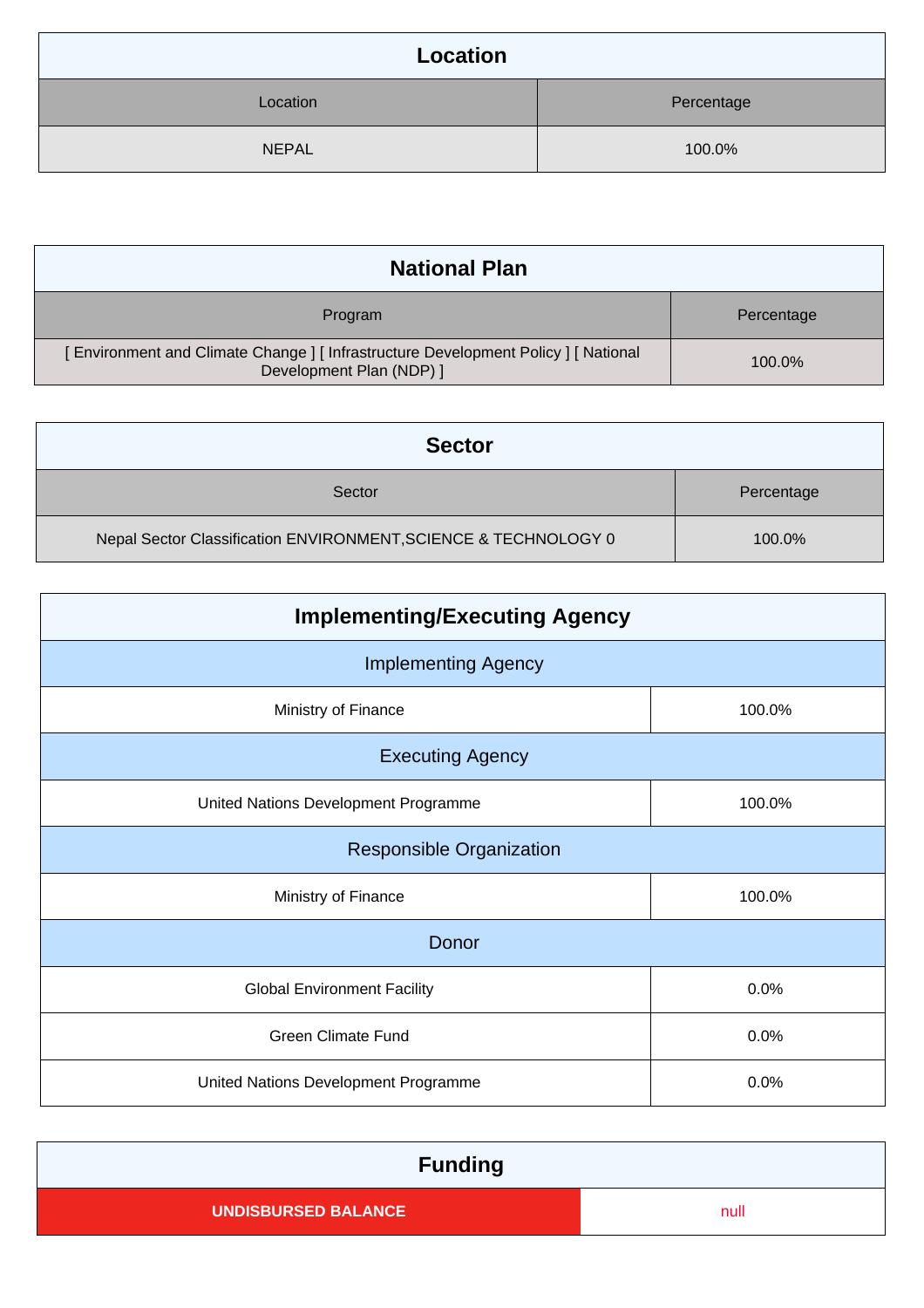## Location

| Location | Percentage |
| --- | --- |
| NEPAL | 100.0% |

## National Plan

| Program | Percentage |
| --- | --- |
| [ Environment and Climate Change ] [ Infrastructure Development Policy ] [ National Development Plan (NDP) ] | 100.0% |

## Sector

| Sector | Percentage |
| --- | --- |
| Nepal Sector Classification ENVIRONMENT,SCIENCE & TECHNOLOGY 0 | 100.0% |

## Implementing/Executing Agency

| Implementing Agency | |
| --- | --- |
| Ministry of Finance | 100.0% |
| **Executing Agency** | |
| United Nations Development Programme | 100.0% |
| **Responsible Organization** | |
| Ministry of Finance | 100.0% |
| **Donor** | |
| Global Environment Facility | 0.0% |
| Green Climate Fund | 0.0% |
| United Nations Development Programme | 0.0% |

## Funding

| UNDISBURSED BALANCE | null |
| --- | --- |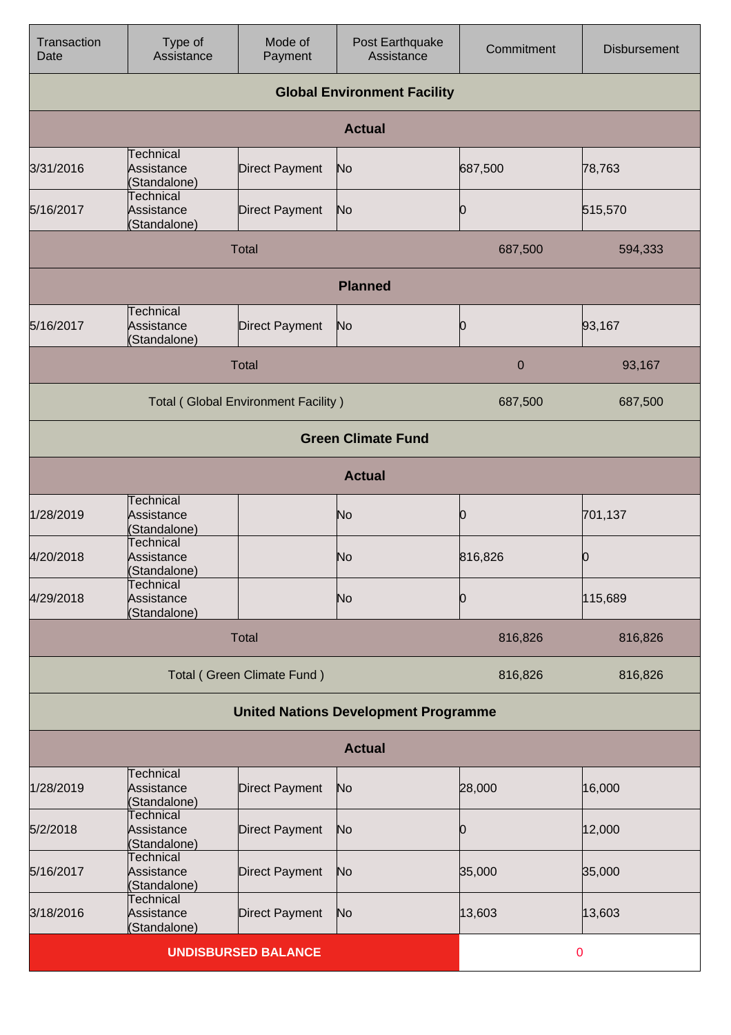| Transaction Date | Type of Assistance | Mode of Payment | Post Earthquake Assistance | Commitment | Disbursement |
|---|---|---|---|---|---|
| **Global Environment Facility** | | | | | |
| **Actual** | | | | | |
| 3/31/2016 | Technical Assistance (Standalone) | Direct Payment | No | 687,500 | 78,763 |
| 5/16/2017 | Technical Assistance (Standalone) | Direct Payment | No | 0 | 515,570 |
| Total | | | | 687,500 | 594,333 |
| **Planned** | | | | | |
| 5/16/2017 | Technical Assistance (Standalone) | Direct Payment | No | 0 | 93,167 |
| Total | | | | 0 | 93,167 |
| Total ( Global Environment Facility ) | | | | 687,500 | 687,500 |
| **Green Climate Fund** | | | | | |
| **Actual** | | | | | |
| 1/28/2019 | Technical Assistance (Standalone) | | No | 0 | 701,137 |
| 4/20/2018 | Technical Assistance (Standalone) | | No | 816,826 | 0 |
| 4/29/2018 | Technical Assistance (Standalone) | | No | 0 | 115,689 |
| Total | | | | 816,826 | 816,826 |
| Total ( Green Climate Fund ) | | | | 816,826 | 816,826 |
| **United Nations Development Programme** | | | | | |
| **Actual** | | | | | |
| 1/28/2019 | Technical Assistance (Standalone) | Direct Payment | No | 28,000 | 16,000 |
| 5/2/2018 | Technical Assistance (Standalone) | Direct Payment | No | 0 | 12,000 |
| 5/16/2017 | Technical Assistance (Standalone) | Direct Payment | No | 35,000 | 35,000 |
| 3/18/2016 | Technical Assistance (Standalone) | Direct Payment | No | 13,603 | 13,603 |
| **UNDISBURSED BALANCE** | | | | 0 | |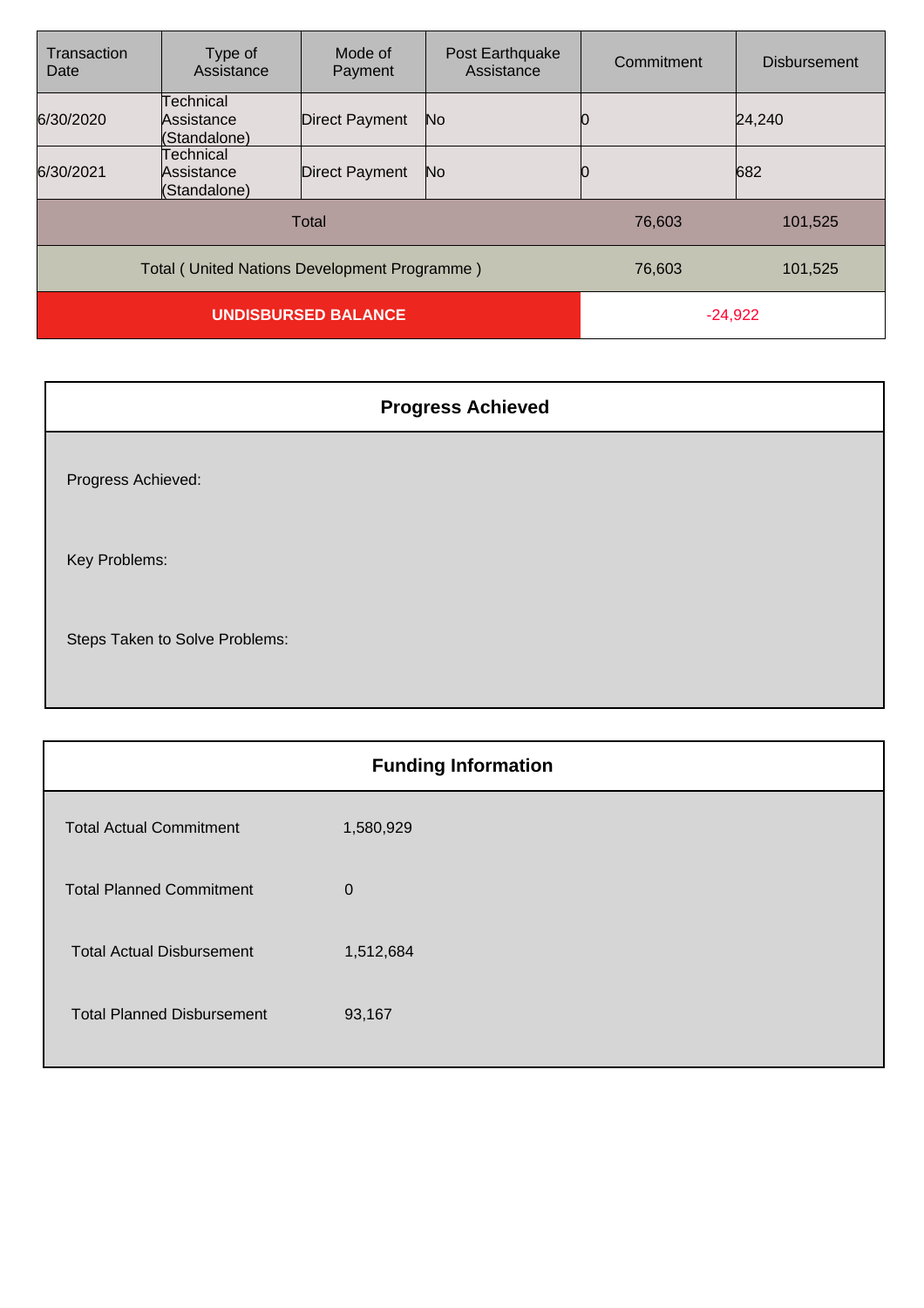| Transaction Date | Type of Assistance | Mode of Payment | Post Earthquake Assistance | Commitment | Disbursement |
|---|---|---|---|---|---|
| 6/30/2020 | Technical Assistance (Standalone) | Direct Payment | No | 0 | 24,240 |
| 6/30/2021 | Technical Assistance (Standalone) | Direct Payment | No | 0 | 682 |
| Total | | | | 76,603 | 101,525 |
| Total ( United Nations Development Programme ) | | | | 76,603 | 101,525 |
| **UNDISBURSED BALANCE** | | | | -24,922 | |

## Progress Achieved

Progress Achieved:

Key Problems:

Steps Taken to Solve Problems:

## Funding Information

| | |
|---|---|
| Total Actual Commitment | 1,580,929 |
| Total Planned Commitment | 0 |
| Total Actual Disbursement | 1,512,684 |
| Total Planned Disbursement | 93,167 |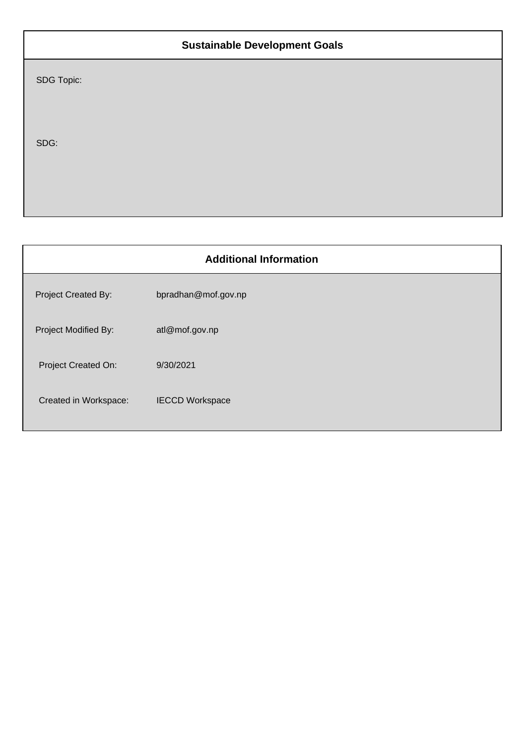## Sustainable Development Goals

SDG Topic:

SDG:

## Additional Information

| | |
|---|---|
| Project Created By: | bpradhan@mof.gov.np |
| Project Modified By: | atl@mof.gov.np |
| Project Created On: | 9/30/2021 |
| Created in Workspace: | IECCD Workspace |